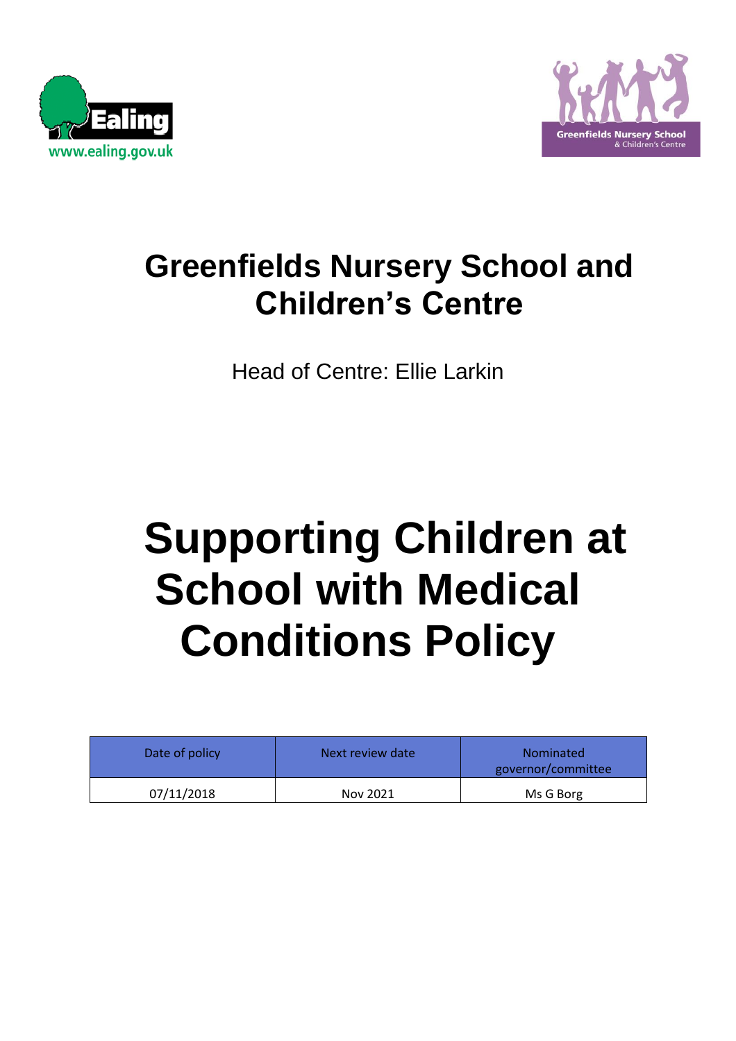# Greenfields Nursery School and Children's Centre

Head of Centre: Ellie Larkin

# Supporting Children at School with Medical Conditions Policy

| Date of policy | Next review date | Nominated governor/committee |
|---|---|---|
| 07/11/2018 | Nov 2021 | Ms G Borg |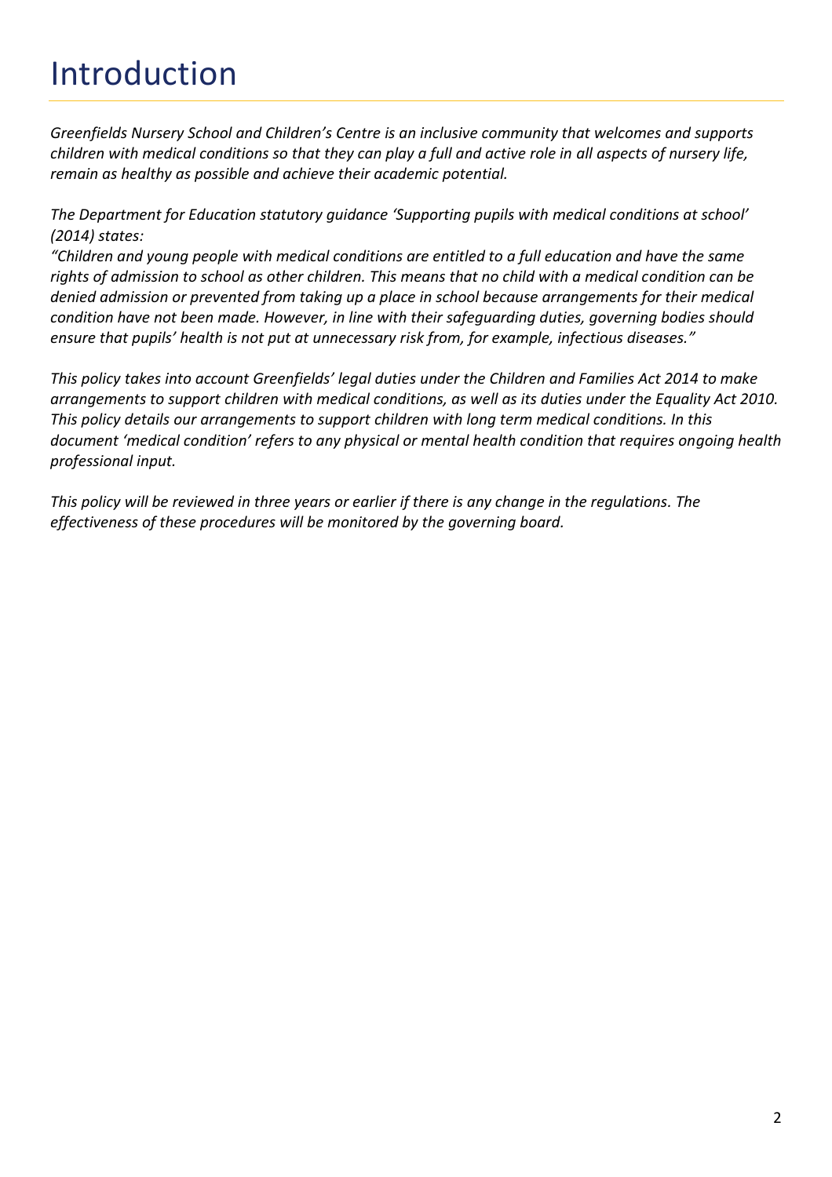# Introduction

*Greenfields Nursery School and Children's Centre is an inclusive community that welcomes and supports children with medical conditions so that they can play a full and active role in all aspects of nursery life, remain as healthy as possible and achieve their academic potential.*

*The Department for Education statutory guidance 'Supporting pupils with medical conditions at school' (2014) states:*
*"Children and young people with medical conditions are entitled to a full education and have the same rights of admission to school as other children. This means that no child with a medical condition can be denied admission or prevented from taking up a place in school because arrangements for their medical condition have not been made. However, in line with their safeguarding duties, governing bodies should ensure that pupils' health is not put at unnecessary risk from, for example, infectious diseases."*

*This policy takes into account Greenfields' legal duties under the Children and Families Act 2014 to make arrangements to support children with medical conditions, as well as its duties under the Equality Act 2010. This policy details our arrangements to support children with long term medical conditions. In this document 'medical condition' refers to any physical or mental health condition that requires ongoing health professional input.*

*This policy will be reviewed in three years or earlier if there is any change in the regulations. The effectiveness of these procedures will be monitored by the governing board.*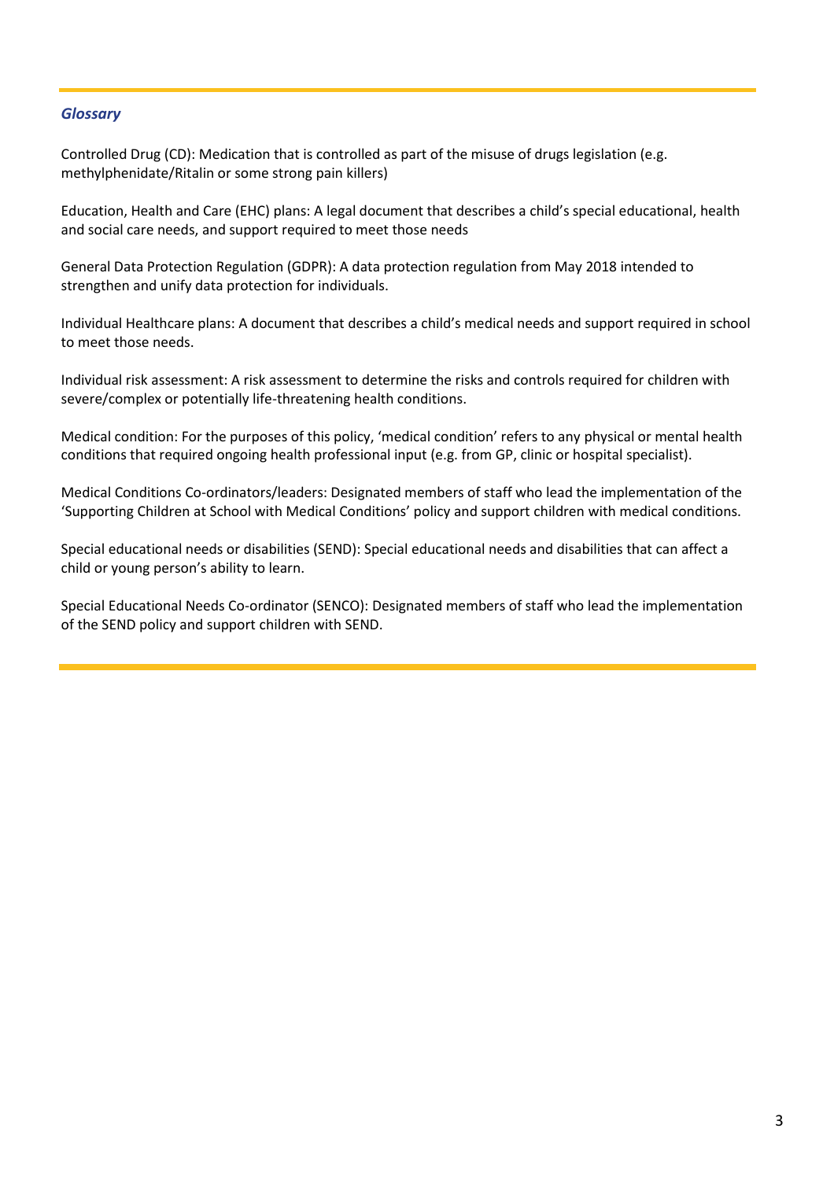## *Glossary*

Controlled Drug (CD): Medication that is controlled as part of the misuse of drugs legislation (e.g. methylphenidate/Ritalin or some strong pain killers)

Education, Health and Care (EHC) plans: A legal document that describes a child's special educational, health and social care needs, and support required to meet those needs

General Data Protection Regulation (GDPR): A data protection regulation from May 2018 intended to strengthen and unify data protection for individuals.

Individual Healthcare plans: A document that describes a child's medical needs and support required in school to meet those needs.

Individual risk assessment: A risk assessment to determine the risks and controls required for children with severe/complex or potentially life-threatening health conditions.

Medical condition: For the purposes of this policy, 'medical condition' refers to any physical or mental health conditions that required ongoing health professional input (e.g. from GP, clinic or hospital specialist).

Medical Conditions Co-ordinators/leaders: Designated members of staff who lead the implementation of the 'Supporting Children at School with Medical Conditions' policy and support children with medical conditions.

Special educational needs or disabilities (SEND): Special educational needs and disabilities that can affect a child or young person's ability to learn.

Special Educational Needs Co-ordinator (SENCO): Designated members of staff who lead the implementation of the SEND policy and support children with SEND.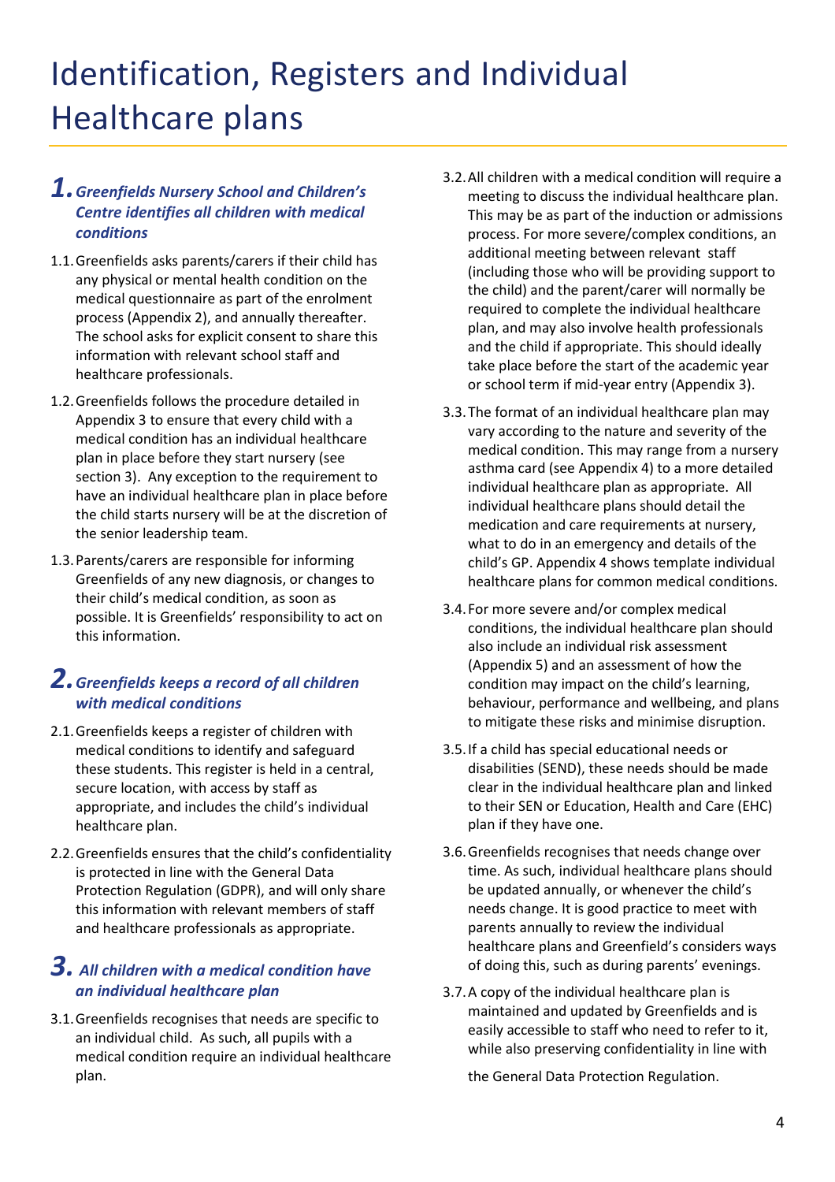# Identification, Registers and Individual Healthcare plans

## 1. *Greenfields Nursery School and Children's Centre identifies all children with medical conditions*

1.1. Greenfields asks parents/carers if their child has any physical or mental health condition on the medical questionnaire as part of the enrolment process (Appendix 2), and annually thereafter. The school asks for explicit consent to share this information with relevant school staff and healthcare professionals.

1.2. Greenfields follows the procedure detailed in Appendix 3 to ensure that every child with a medical condition has an individual healthcare plan in place before they start nursery (see section 3). Any exception to the requirement to have an individual healthcare plan in place before the child starts nursery will be at the discretion of the senior leadership team.

1.3. Parents/carers are responsible for informing Greenfields of any new diagnosis, or changes to their child's medical condition, as soon as possible. It is Greenfields' responsibility to act on this information.

## 2. *Greenfields keeps a record of all children with medical conditions*

2.1. Greenfields keeps a register of children with medical conditions to identify and safeguard these students. This register is held in a central, secure location, with access by staff as appropriate, and includes the child's individual healthcare plan.

2.2. Greenfields ensures that the child's confidentiality is protected in line with the General Data Protection Regulation (GDPR), and will only share this information with relevant members of staff and healthcare professionals as appropriate.

## 3. *All children with a medical condition have an individual healthcare plan*

3.1. Greenfields recognises that needs are specific to an individual child. As such, all pupils with a medical condition require an individual healthcare plan.

3.2. All children with a medical condition will require a meeting to discuss the individual healthcare plan. This may be as part of the induction or admissions process. For more severe/complex conditions, an additional meeting between relevant staff (including those who will be providing support to the child) and the parent/carer will normally be required to complete the individual healthcare plan, and may also involve health professionals and the child if appropriate. This should ideally take place before the start of the academic year or school term if mid-year entry (Appendix 3).

3.3. The format of an individual healthcare plan may vary according to the nature and severity of the medical condition. This may range from a nursery asthma card (see Appendix 4) to a more detailed individual healthcare plan as appropriate. All individual healthcare plans should detail the medication and care requirements at nursery, what to do in an emergency and details of the child's GP. Appendix 4 shows template individual healthcare plans for common medical conditions.

3.4. For more severe and/or complex medical conditions, the individual healthcare plan should also include an individual risk assessment (Appendix 5) and an assessment of how the condition may impact on the child's learning, behaviour, performance and wellbeing, and plans to mitigate these risks and minimise disruption.

3.5. If a child has special educational needs or disabilities (SEND), these needs should be made clear in the individual healthcare plan and linked to their SEN or Education, Health and Care (EHC) plan if they have one.

3.6. Greenfields recognises that needs change over time. As such, individual healthcare plans should be updated annually, or whenever the child's needs change. It is good practice to meet with parents annually to review the individual healthcare plans and Greenfield's considers ways of doing this, such as during parents' evenings.

3.7. A copy of the individual healthcare plan is maintained and updated by Greenfields and is easily accessible to staff who need to refer to it, while also preserving confidentiality in line with the General Data Protection Regulation.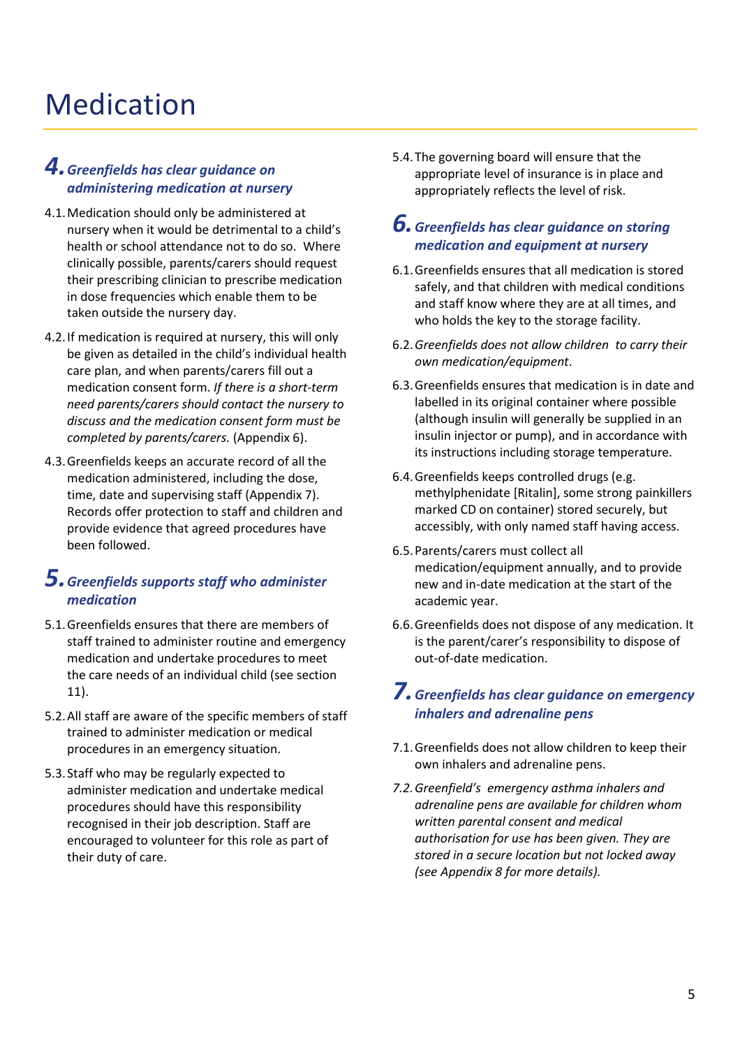# Medication

## 4. *Greenfields has clear guidance on administering medication at nursery*

4.1. Medication should only be administered at nursery when it would be detrimental to a child's health or school attendance not to do so. Where clinically possible, parents/carers should request their prescribing clinician to prescribe medication in dose frequencies which enable them to be taken outside the nursery day.

4.2. If medication is required at nursery, this will only be given as detailed in the child's individual health care plan, and when parents/carers fill out a medication consent form. *If there is a short-term need parents/carers should contact the nursery to discuss and the medication consent form must be completed by parents/carers.* (Appendix 6).

4.3. Greenfields keeps an accurate record of all the medication administered, including the dose, time, date and supervising staff (Appendix 7). Records offer protection to staff and children and provide evidence that agreed procedures have been followed.

## 5. *Greenfields supports staff who administer medication*

5.1. Greenfields ensures that there are members of staff trained to administer routine and emergency medication and undertake procedures to meet the care needs of an individual child (see section 11).

5.2. All staff are aware of the specific members of staff trained to administer medication or medical procedures in an emergency situation.

5.3. Staff who may be regularly expected to administer medication and undertake medical procedures should have this responsibility recognised in their job description. Staff are encouraged to volunteer for this role as part of their duty of care.

5.4. The governing board will ensure that the appropriate level of insurance is in place and appropriately reflects the level of risk.

## 6. *Greenfields has clear guidance on storing medication and equipment at nursery*

6.1. Greenfields ensures that all medication is stored safely, and that children with medical conditions and staff know where they are at all times, and who holds the key to the storage facility.

6.2. *Greenfields does not allow children to carry their own medication/equipment*.

6.3. Greenfields ensures that medication is in date and labelled in its original container where possible (although insulin will generally be supplied in an insulin injector or pump), and in accordance with its instructions including storage temperature.

6.4. Greenfields keeps controlled drugs (e.g. methylphenidate [Ritalin], some strong painkillers marked CD on container) stored securely, but accessibly, with only named staff having access.

6.5. Parents/carers must collect all medication/equipment annually, and to provide new and in-date medication at the start of the academic year.

6.6. Greenfields does not dispose of any medication. It is the parent/carer's responsibility to dispose of out-of-date medication.

## 7. *Greenfields has clear guidance on emergency inhalers and adrenaline pens*

7.1. Greenfields does not allow children to keep their own inhalers and adrenaline pens.

7.2. *Greenfield's emergency asthma inhalers and adrenaline pens are available for children whom written parental consent and medical authorisation for use has been given. They are stored in a secure location but not locked away (see Appendix 8 for more details).*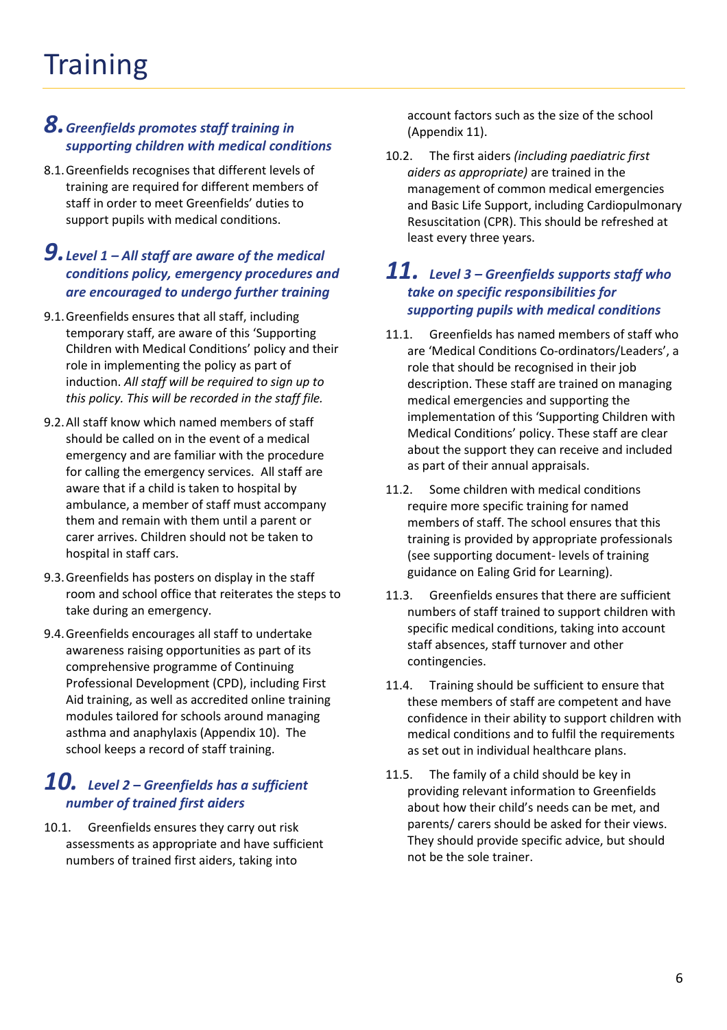# Training

## 8. *Greenfields promotes staff training in supporting children with medical conditions*

8.1. Greenfields recognises that different levels of training are required for different members of staff in order to meet Greenfields' duties to support pupils with medical conditions.

## 9. *Level 1 – All staff are aware of the medical conditions policy, emergency procedures and are encouraged to undergo further training*

9.1. Greenfields ensures that all staff, including temporary staff, are aware of this 'Supporting Children with Medical Conditions' policy and their role in implementing the policy as part of induction. *All staff will be required to sign up to this policy. This will be recorded in the staff file.*

9.2. All staff know which named members of staff should be called on in the event of a medical emergency and are familiar with the procedure for calling the emergency services. All staff are aware that if a child is taken to hospital by ambulance, a member of staff must accompany them and remain with them until a parent or carer arrives. Children should not be taken to hospital in staff cars.

9.3. Greenfields has posters on display in the staff room and school office that reiterates the steps to take during an emergency.

9.4. Greenfields encourages all staff to undertake awareness raising opportunities as part of its comprehensive programme of Continuing Professional Development (CPD), including First Aid training, as well as accredited online training modules tailored for schools around managing asthma and anaphylaxis (Appendix 10). The school keeps a record of staff training.

## 10. *Level 2 – Greenfields has a sufficient number of trained first aiders*

10.1. Greenfields ensures they carry out risk assessments as appropriate and have sufficient numbers of trained first aiders, taking into account factors such as the size of the school (Appendix 11).

10.2. The first aiders *(including paediatric first aiders as appropriate)* are trained in the management of common medical emergencies and Basic Life Support, including Cardiopulmonary Resuscitation (CPR). This should be refreshed at least every three years.

## 11. *Level 3 – Greenfields supports staff who take on specific responsibilities for supporting pupils with medical conditions*

11.1. Greenfields has named members of staff who are 'Medical Conditions Co-ordinators/Leaders', a role that should be recognised in their job description. These staff are trained on managing medical emergencies and supporting the implementation of this 'Supporting Children with Medical Conditions' policy. These staff are clear about the support they can receive and included as part of their annual appraisals.

11.2. Some children with medical conditions require more specific training for named members of staff. The school ensures that this training is provided by appropriate professionals (see supporting document- levels of training guidance on Ealing Grid for Learning).

11.3. Greenfields ensures that there are sufficient numbers of staff trained to support children with specific medical conditions, taking into account staff absences, staff turnover and other contingencies.

11.4. Training should be sufficient to ensure that these members of staff are competent and have confidence in their ability to support children with medical conditions and to fulfil the requirements as set out in individual healthcare plans.

11.5. The family of a child should be key in providing relevant information to Greenfields about how their child's needs can be met, and parents/ carers should be asked for their views. They should provide specific advice, but should not be the sole trainer.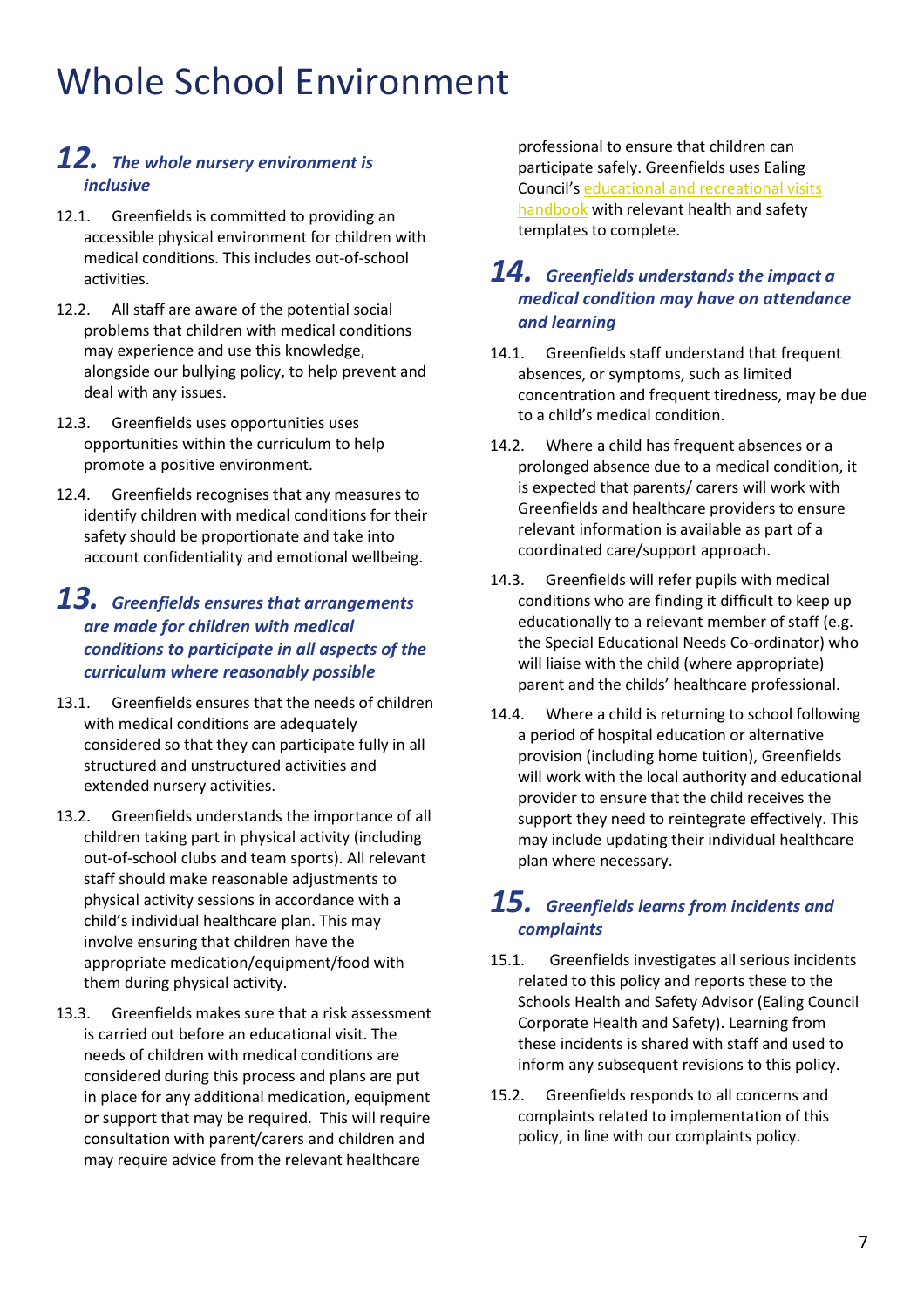# Whole School Environment

## 12. *The whole nursery environment is inclusive*

12.1. Greenfields is committed to providing an accessible physical environment for children with medical conditions. This includes out-of-school activities.

12.2. All staff are aware of the potential social problems that children with medical conditions may experience and use this knowledge, alongside our bullying policy, to help prevent and deal with any issues.

12.3. Greenfields uses opportunities uses opportunities within the curriculum to help promote a positive environment.

12.4. Greenfields recognises that any measures to identify children with medical conditions for their safety should be proportionate and take into account confidentiality and emotional wellbeing.

## 13. *Greenfields ensures that arrangements are made for children with medical conditions to participate in all aspects of the curriculum where reasonably possible*

13.1. Greenfields ensures that the needs of children with medical conditions are adequately considered so that they can participate fully in all structured and unstructured activities and extended nursery activities.

13.2. Greenfields understands the importance of all children taking part in physical activity (including out-of-school clubs and team sports). All relevant staff should make reasonable adjustments to physical activity sessions in accordance with a child's individual healthcare plan. This may involve ensuring that children have the appropriate medication/equipment/food with them during physical activity.

13.3. Greenfields makes sure that a risk assessment is carried out before an educational visit. The needs of children with medical conditions are considered during this process and plans are put in place for any additional medication, equipment or support that may be required. This will require consultation with parent/carers and children and may require advice from the relevant healthcare professional to ensure that children can participate safely. Greenfields uses Ealing Council's educational and recreational visits handbook with relevant health and safety templates to complete.

## 14. *Greenfields understands the impact a medical condition may have on attendance and learning*

14.1. Greenfields staff understand that frequent absences, or symptoms, such as limited concentration and frequent tiredness, may be due to a child's medical condition.

14.2. Where a child has frequent absences or a prolonged absence due to a medical condition, it is expected that parents/ carers will work with Greenfields and healthcare providers to ensure relevant information is available as part of a coordinated care/support approach.

14.3. Greenfields will refer pupils with medical conditions who are finding it difficult to keep up educationally to a relevant member of staff (e.g. the Special Educational Needs Co-ordinator) who will liaise with the child (where appropriate) parent and the childs' healthcare professional.

14.4. Where a child is returning to school following a period of hospital education or alternative provision (including home tuition), Greenfields will work with the local authority and educational provider to ensure that the child receives the support they need to reintegrate effectively. This may include updating their individual healthcare plan where necessary.

## 15. *Greenfields learns from incidents and complaints*

15.1. Greenfields investigates all serious incidents related to this policy and reports these to the Schools Health and Safety Advisor (Ealing Council Corporate Health and Safety). Learning from these incidents is shared with staff and used to inform any subsequent revisions to this policy.

15.2. Greenfields responds to all concerns and complaints related to implementation of this policy, in line with our complaints policy.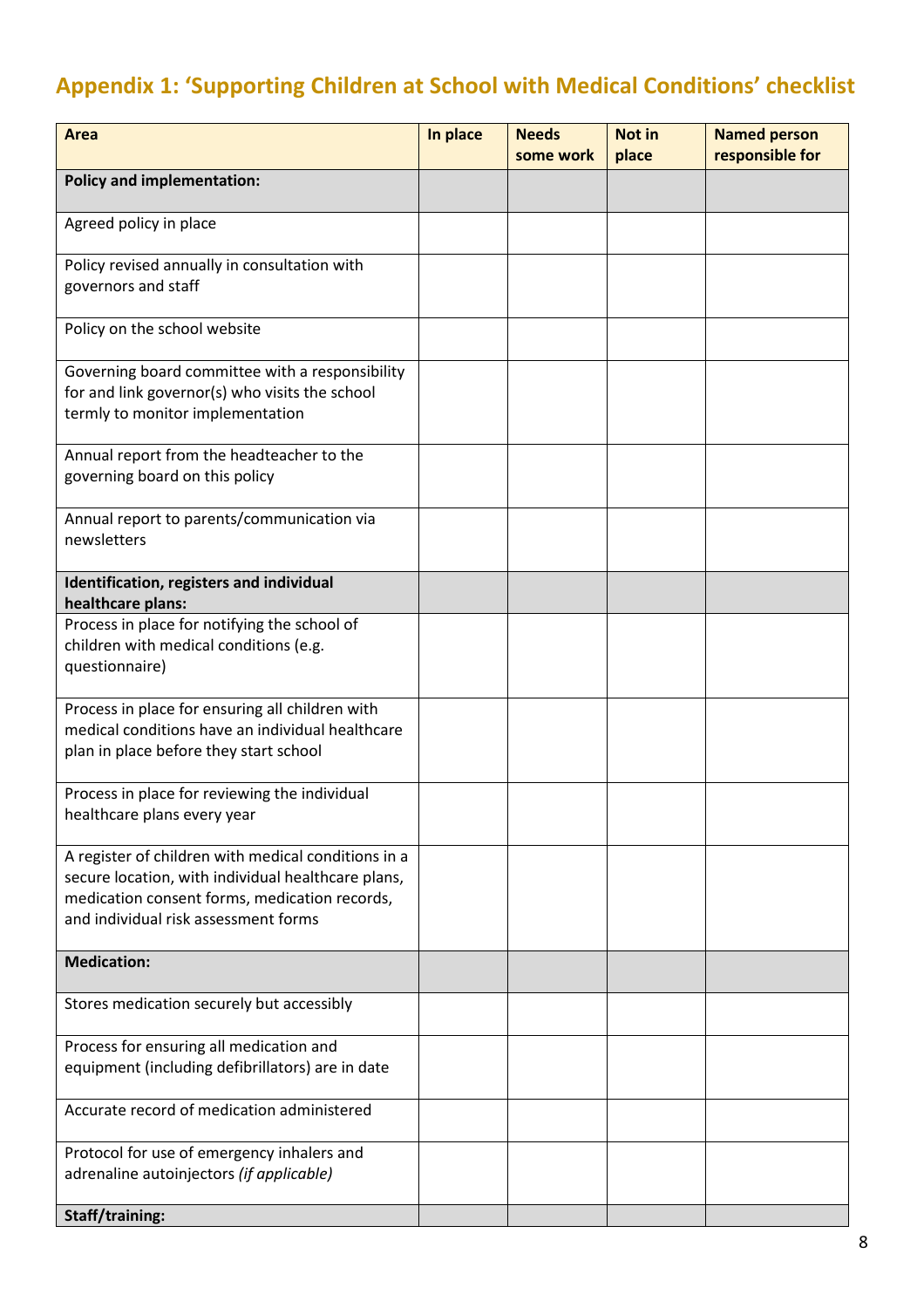## Appendix 1: 'Supporting Children at School with Medical Conditions' checklist

| Area | In place | Needs some work | Not in place | Named person responsible for |
|---|---|---|---|---|
| **Policy and implementation:** | | | | |
| Agreed policy in place | | | | |
| Policy revised annually in consultation with governors and staff | | | | |
| Policy on the school website | | | | |
| Governing board committee with a responsibility for and link governor(s) who visits the school termly to monitor implementation | | | | |
| Annual report from the headteacher to the governing board on this policy | | | | |
| Annual report to parents/communication via newsletters | | | | |
| **Identification, registers and individual healthcare plans:** | | | | |
| Process in place for notifying the school of children with medical conditions (e.g. questionnaire) | | | | |
| Process in place for ensuring all children with medical conditions have an individual healthcare plan in place before they start school | | | | |
| Process in place for reviewing the individual healthcare plans every year | | | | |
| A register of children with medical conditions in a secure location, with individual healthcare plans, medication consent forms, medication records, and individual risk assessment forms | | | | |
| **Medication:** | | | | |
| Stores medication securely but accessibly | | | | |
| Process for ensuring all medication and equipment (including defibrillators) are in date | | | | |
| Accurate record of medication administered | | | | |
| Protocol for use of emergency inhalers and adrenaline autoinjectors *(if applicable)* | | | | |
| **Staff/training:** | | | | |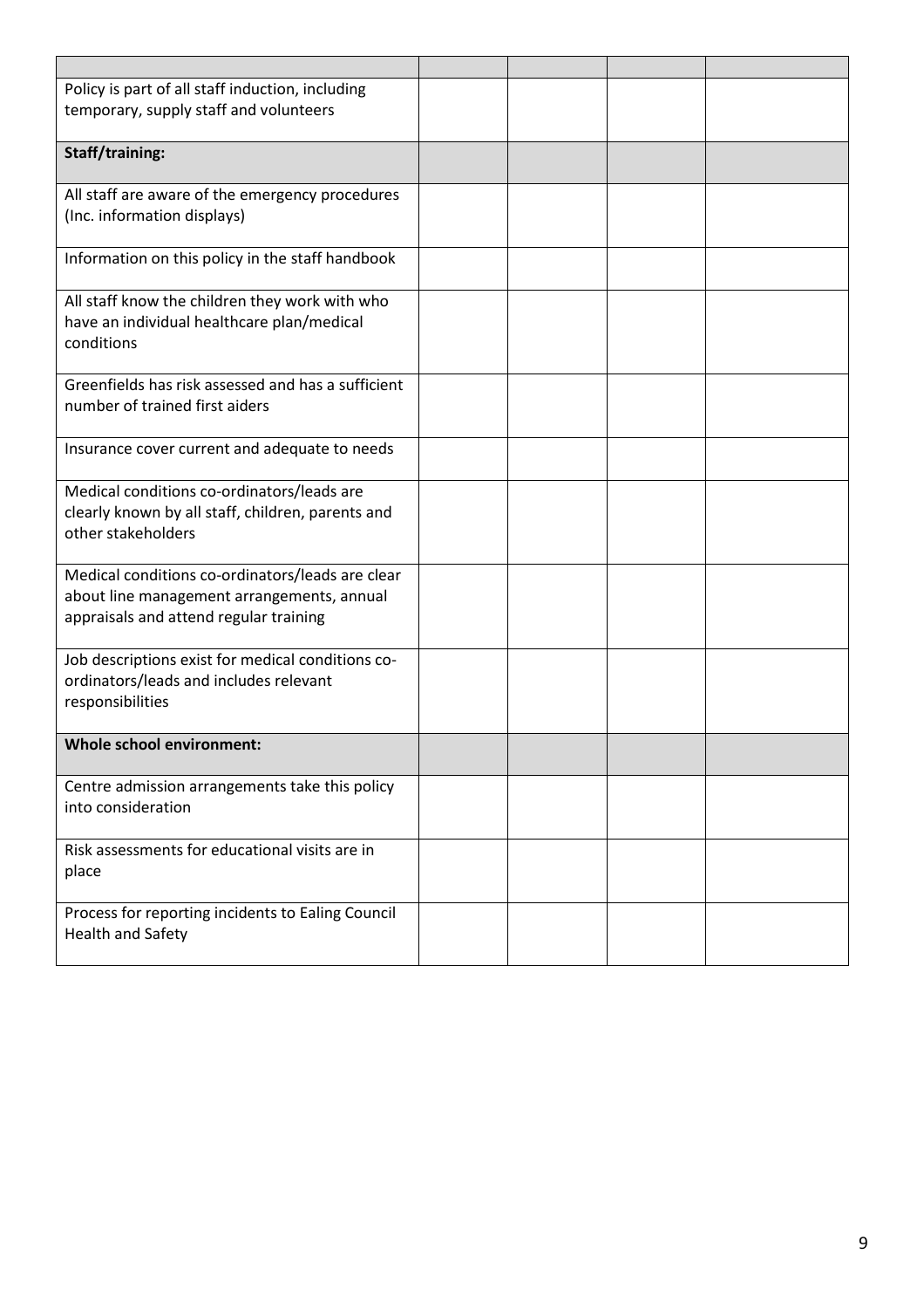| | | | | |
|---|---|---|---|---|
| Policy is part of all staff induction, including temporary, supply staff and volunteers | | | | |
| **Staff/training:** | | | | |
| All staff are aware of the emergency procedures (Inc. information displays) | | | | |
| Information on this policy in the staff handbook | | | | |
| All staff know the children they work with who have an individual healthcare plan/medical conditions | | | | |
| Greenfields has risk assessed and has a sufficient number of trained first aiders | | | | |
| Insurance cover current and adequate to needs | | | | |
| Medical conditions co-ordinators/leads are clearly known by all staff, children, parents and other stakeholders | | | | |
| Medical conditions co-ordinators/leads are clear about line management arrangements, annual appraisals and attend regular training | | | | |
| Job descriptions exist for medical conditions co-ordinators/leads and includes relevant responsibilities | | | | |
| **Whole school environment:** | | | | |
| Centre admission arrangements take this policy into consideration | | | | |
| Risk assessments for educational visits are in place | | | | |
| Process for reporting incidents to Ealing Council Health and Safety | | | | |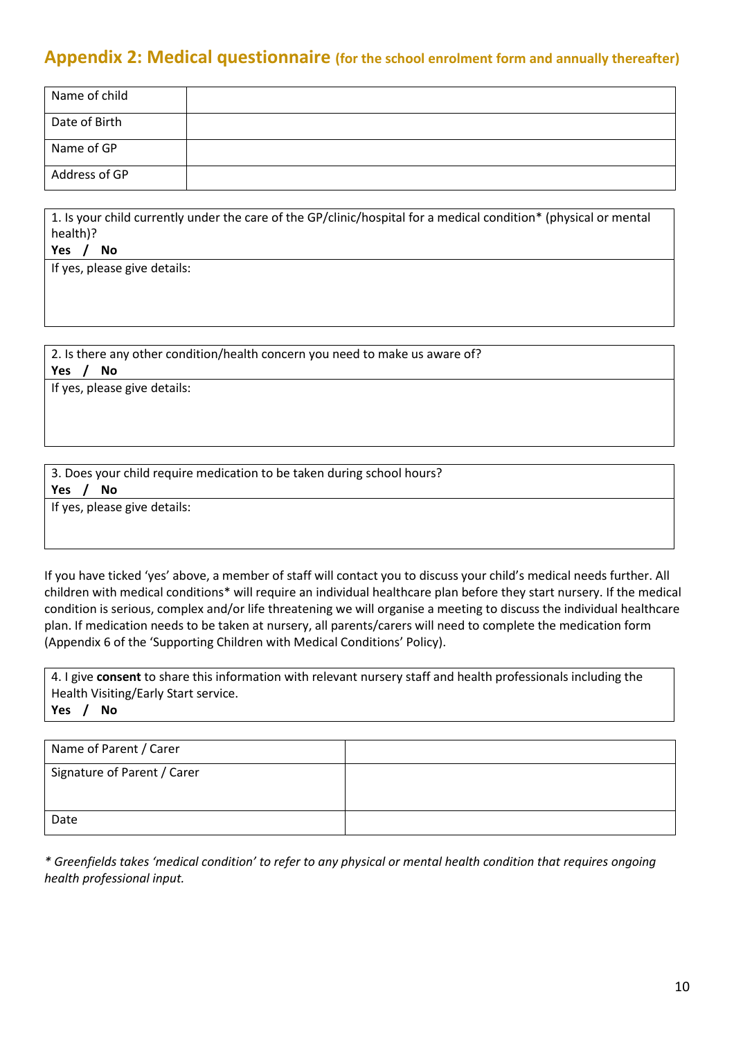## Appendix 2: Medical questionnaire (for the school enrolment form and annually thereafter)

| Name of child | |
|---|---|
| Date of Birth | |
| Name of GP | |
| Address of GP | |

| 1. Is your child currently under the care of the GP/clinic/hospital for a medical condition* (physical or mental health)?<br>**Yes / No** |
|---|
| If yes, please give details: |

| 2. Is there any other condition/health concern you need to make us aware of?<br>**Yes / No** |
|---|
| If yes, please give details: |

| 3. Does your child require medication to be taken during school hours?<br>**Yes / No** |
|---|
| If yes, please give details: |

If you have ticked 'yes' above, a member of staff will contact you to discuss your child's medical needs further. All children with medical conditions* will require an individual healthcare plan before they start nursery. If the medical condition is serious, complex and/or life threatening we will organise a meeting to discuss the individual healthcare plan. If medication needs to be taken at nursery, all parents/carers will need to complete the medication form (Appendix 6 of the 'Supporting Children with Medical Conditions' Policy).

| 4. I give **consent** to share this information with relevant nursery staff and health professionals including the Health Visiting/Early Start service.<br>**Yes / No** |
|---|

| Name of Parent / Carer | |
|---|---|
| Signature of Parent / Carer | |
| Date | |

*\* Greenfields takes 'medical condition' to refer to any physical or mental health condition that requires ongoing health professional input.*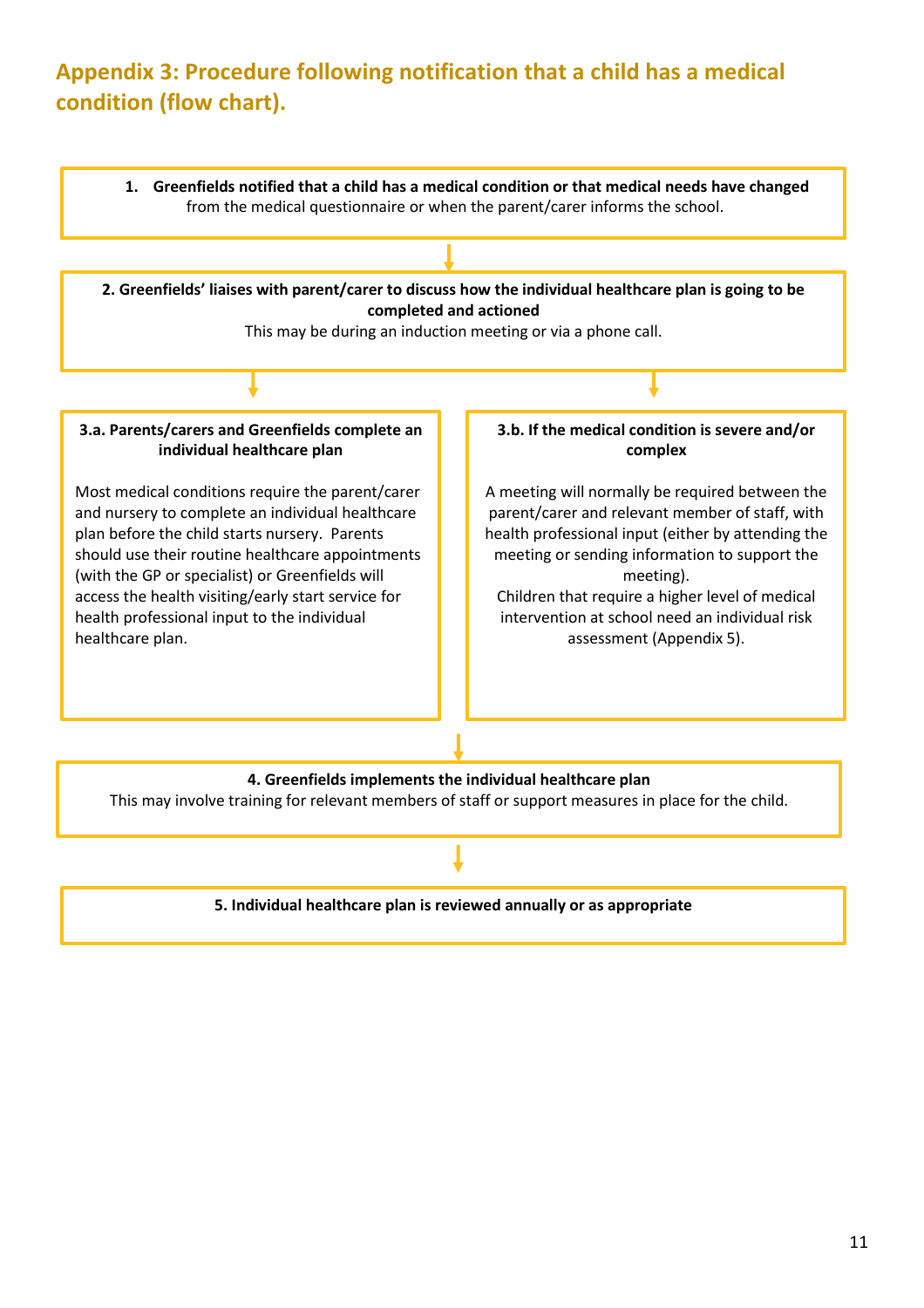## Appendix 3: Procedure following notification that a child has a medical condition (flow chart).

**1. Greenfields notified that a child has a medical condition or that medical needs have changed** from the medical questionnaire or when the parent/carer informs the school.

↓

**2. Greenfields' liaises with parent/carer to discuss how the individual healthcare plan is going to be completed and actioned**

This may be during an induction meeting or via a phone call.

↓

**3.a. Parents/carers and Greenfields complete an individual healthcare plan**

Most medical conditions require the parent/carer and nursery to complete an individual healthcare plan before the child starts nursery. Parents should use their routine healthcare appointments (with the GP or specialist) or Greenfields will access the health visiting/early start service for health professional input to the individual healthcare plan.

**3.b. If the medical condition is severe and/or complex**

A meeting will normally be required between the parent/carer and relevant member of staff, with health professional input (either by attending the meeting or sending information to support the meeting).

Children that require a higher level of medical intervention at school need an individual risk assessment (Appendix 5).

↓

**4. Greenfields implements the individual healthcare plan**

This may involve training for relevant members of staff or support measures in place for the child.

↓

**5. Individual healthcare plan is reviewed annually or as appropriate**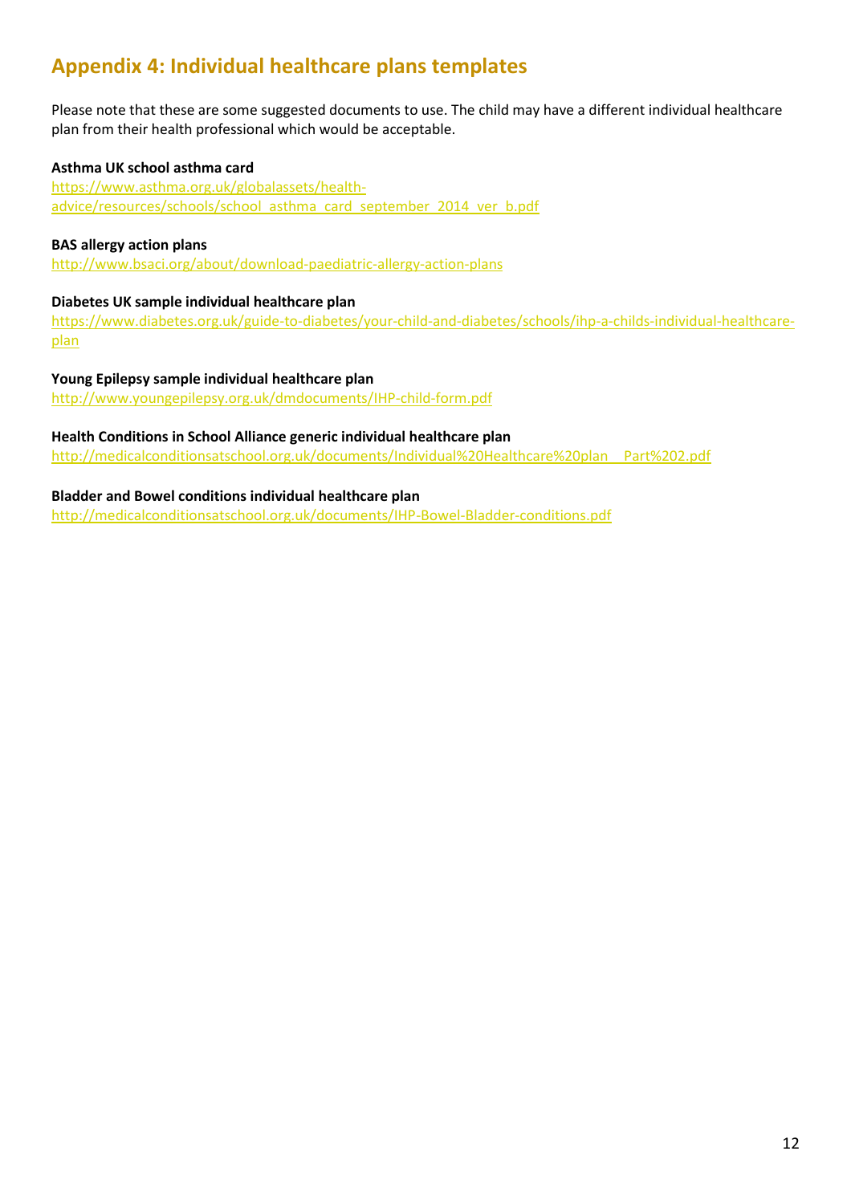## Appendix 4: Individual healthcare plans templates

Please note that these are some suggested documents to use. The child may have a different individual healthcare plan from their health professional which would be acceptable.

**Asthma UK school asthma card**
https://www.asthma.org.uk/globalassets/health-advice/resources/schools/school_asthma_card_september_2014_ver_b.pdf

**BAS allergy action plans**
http://www.bsaci.org/about/download-paediatric-allergy-action-plans

**Diabetes UK sample individual healthcare plan**
https://www.diabetes.org.uk/guide-to-diabetes/your-child-and-diabetes/schools/ihp-a-childs-individual-healthcare-plan

**Young Epilepsy sample individual healthcare plan**
http://www.youngepilepsy.org.uk/dmdocuments/IHP-child-form.pdf

**Health Conditions in School Alliance generic individual healthcare plan**
http://medicalconditionsatschool.org.uk/documents/Individual%20Healthcare%20plan__Part%202.pdf

**Bladder and Bowel conditions individual healthcare plan**
http://medicalconditionsatschool.org.uk/documents/IHP-Bowel-Bladder-conditions.pdf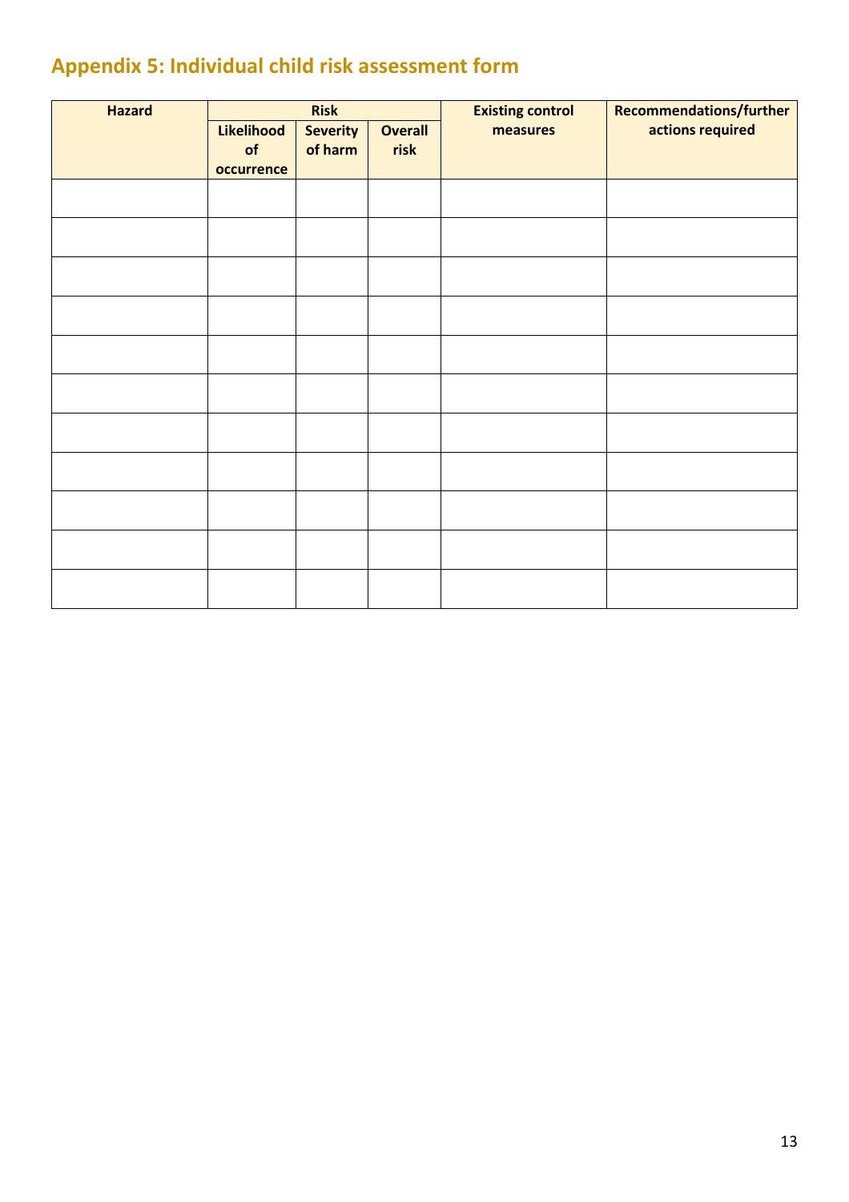## Appendix 5: Individual child risk assessment form

| Hazard | Risk | | | Existing control measures | Recommendations/further actions required |
|---|---|---|---|---|---|
| | Likelihood of occurrence | Severity of harm | Overall risk | | |
| | | | | | |
| | | | | | |
| | | | | | |
| | | | | | |
| | | | | | |
| | | | | | |
| | | | | | |
| | | | | | |
| | | | | | |
| | | | | | |
| | | | | | |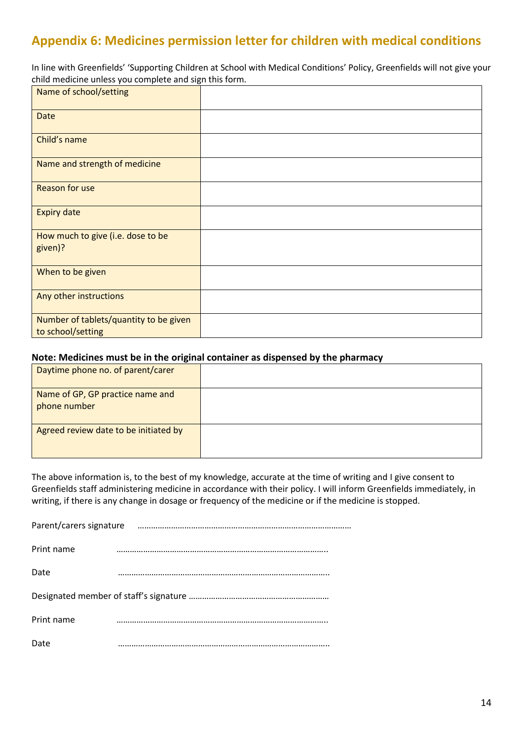## Appendix 6: Medicines permission letter for children with medical conditions

In line with Greenfields' 'Supporting Children at School with Medical Conditions' Policy, Greenfields will not give your child medicine unless you complete and sign this form.

| | |
|---|---|
| Name of school/setting | |
| Date | |
| Child's name | |
| Name and strength of medicine | |
| Reason for use | |
| Expiry date | |
| How much to give (i.e. dose to be given)? | |
| When to be given | |
| Any other instructions | |
| Number of tablets/quantity to be given to school/setting | |

**Note: Medicines must be in the original container as dispensed by the pharmacy**

| | |
|---|---|
| Daytime phone no. of parent/carer | |
| Name of GP, GP practice name and phone number | |
| Agreed review date to be initiated by | |

The above information is, to the best of my knowledge, accurate at the time of writing and I give consent to Greenfields staff administering medicine in accordance with their policy. I will inform Greenfields immediately, in writing, if there is any change in dosage or frequency of the medicine or if the medicine is stopped.

Parent/carers signature ……………………………………………………………………………

Print name …………………………………………………………………………….

Date …………………………………………………………………………….

Designated member of staff's signature ……………………………………………………

Print name …………………………………………………………………………….

Date …………………………………………………………………………….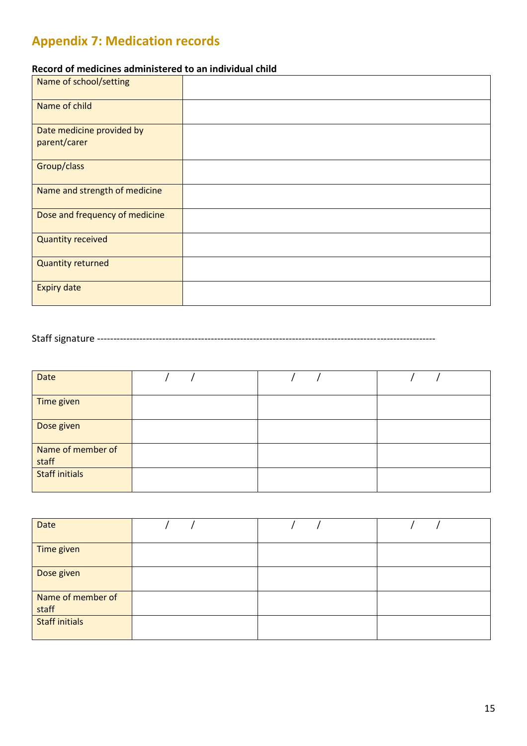## Appendix 7: Medication records

**Record of medicines administered to an individual child**

| | |
|---|---|
| Name of school/setting | |
| Name of child | |
| Date medicine provided by parent/carer | |
| Group/class | |
| Name and strength of medicine | |
| Dose and frequency of medicine | |
| Quantity received | |
| Quantity returned | |
| Expiry date | |

Staff signature ----------------------------------------------------------------------------------------------------

| | | | |
|---|---|---|---|
| Date | / / | / / | / / |
| Time given | | | |
| Dose given | | | |
| Name of member of staff | | | |
| Staff initials | | | |

| | | | |
|---|---|---|---|
| Date | / / | / / | / / |
| Time given | | | |
| Dose given | | | |
| Name of member of staff | | | |
| Staff initials | | | |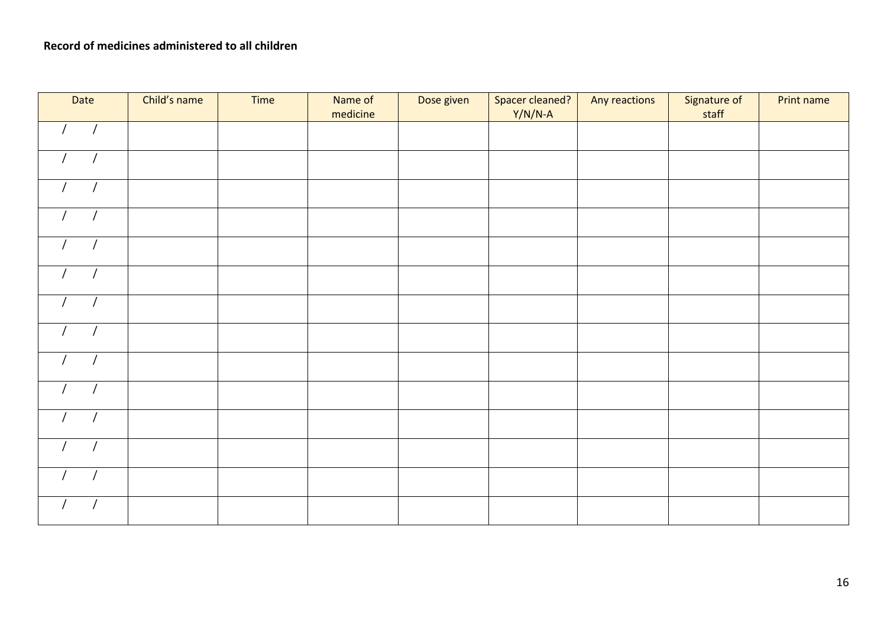**Record of medicines administered to all children**

| Date | Child's name | Time | Name of medicine | Dose given | Spacer cleaned? Y/N/N-A | Any reactions | Signature of staff | Print name |
|---|---|---|---|---|---|---|---|---|
| / / | | | | | | | | |
| / / | | | | | | | | |
| / / | | | | | | | | |
| / / | | | | | | | | |
| / / | | | | | | | | |
| / / | | | | | | | | |
| / / | | | | | | | | |
| / / | | | | | | | | |
| / / | | | | | | | | |
| / / | | | | | | | | |
| / / | | | | | | | | |
| / / | | | | | | | | |
| / / | | | | | | | | |
| / / | | | | | | | | |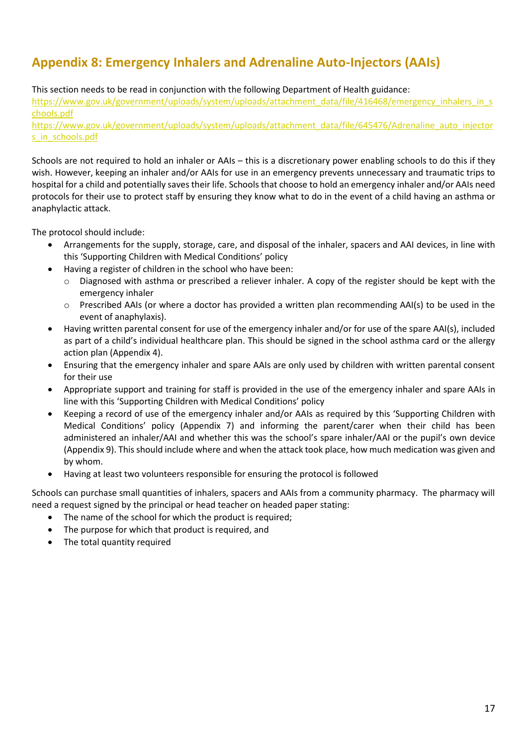## Appendix 8: Emergency Inhalers and Adrenaline Auto-Injectors (AAIs)

This section needs to be read in conjunction with the following Department of Health guidance:
https://www.gov.uk/government/uploads/system/uploads/attachment_data/file/416468/emergency_inhalers_in_schools.pdf
https://www.gov.uk/government/uploads/system/uploads/attachment_data/file/645476/Adrenaline_auto_injectors_in_schools.pdf

Schools are not required to hold an inhaler or AAIs – this is a discretionary power enabling schools to do this if they wish. However, keeping an inhaler and/or AAIs for use in an emergency prevents unnecessary and traumatic trips to hospital for a child and potentially saves their life. Schools that choose to hold an emergency inhaler and/or AAIs need protocols for their use to protect staff by ensuring they know what to do in the event of a child having an asthma or anaphylactic attack.

The protocol should include:

- Arrangements for the supply, storage, care, and disposal of the inhaler, spacers and AAI devices, in line with this 'Supporting Children with Medical Conditions' policy
- Having a register of children in the school who have been:
    - Diagnosed with asthma or prescribed a reliever inhaler. A copy of the register should be kept with the emergency inhaler
    - Prescribed AAIs (or where a doctor has provided a written plan recommending AAI(s) to be used in the event of anaphylaxis).
- Having written parental consent for use of the emergency inhaler and/or for use of the spare AAI(s), included as part of a child's individual healthcare plan. This should be signed in the school asthma card or the allergy action plan (Appendix 4).
- Ensuring that the emergency inhaler and spare AAIs are only used by children with written parental consent for their use
- Appropriate support and training for staff is provided in the use of the emergency inhaler and spare AAIs in line with this 'Supporting Children with Medical Conditions' policy
- Keeping a record of use of the emergency inhaler and/or AAIs as required by this 'Supporting Children with Medical Conditions' policy (Appendix 7) and informing the parent/carer when their child has been administered an inhaler/AAI and whether this was the school's spare inhaler/AAI or the pupil's own device (Appendix 9). This should include where and when the attack took place, how much medication was given and by whom.
- Having at least two volunteers responsible for ensuring the protocol is followed

Schools can purchase small quantities of inhalers, spacers and AAIs from a community pharmacy. The pharmacy will need a request signed by the principal or head teacher on headed paper stating:

- The name of the school for which the product is required;
- The purpose for which that product is required, and
- The total quantity required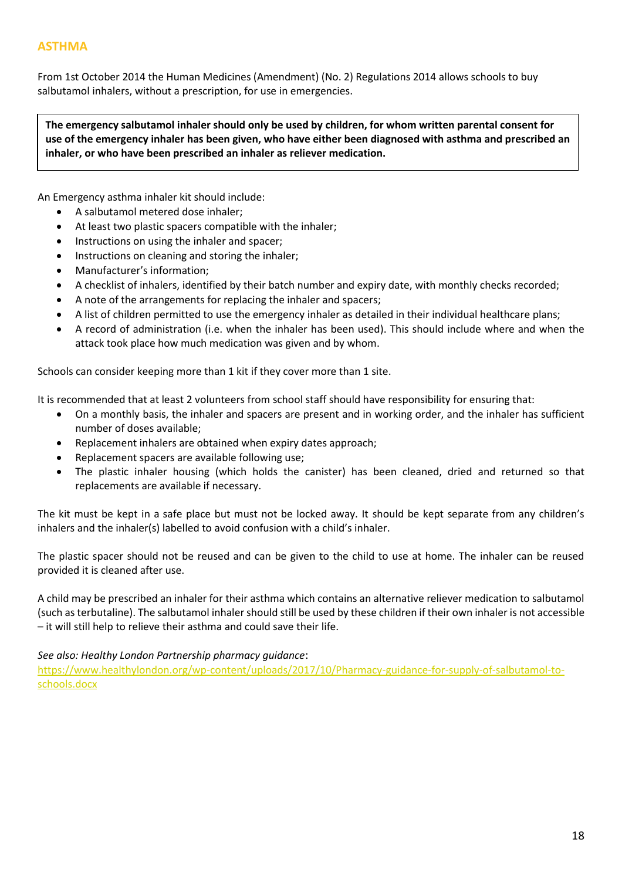## ASTHMA

From 1st October 2014 the Human Medicines (Amendment) (No. 2) Regulations 2014 allows schools to buy salbutamol inhalers, without a prescription, for use in emergencies.

**The emergency salbutamol inhaler should only be used by children, for whom written parental consent for use of the emergency inhaler has been given, who have either been diagnosed with asthma and prescribed an inhaler, or who have been prescribed an inhaler as reliever medication.**

An Emergency asthma inhaler kit should include:

- A salbutamol metered dose inhaler;
- At least two plastic spacers compatible with the inhaler;
- Instructions on using the inhaler and spacer;
- Instructions on cleaning and storing the inhaler;
- Manufacturer's information;
- A checklist of inhalers, identified by their batch number and expiry date, with monthly checks recorded;
- A note of the arrangements for replacing the inhaler and spacers;
- A list of children permitted to use the emergency inhaler as detailed in their individual healthcare plans;
- A record of administration (i.e. when the inhaler has been used). This should include where and when the attack took place how much medication was given and by whom.

Schools can consider keeping more than 1 kit if they cover more than 1 site.

It is recommended that at least 2 volunteers from school staff should have responsibility for ensuring that:

- On a monthly basis, the inhaler and spacers are present and in working order, and the inhaler has sufficient number of doses available;
- Replacement inhalers are obtained when expiry dates approach;
- Replacement spacers are available following use;
- The plastic inhaler housing (which holds the canister) has been cleaned, dried and returned so that replacements are available if necessary.

The kit must be kept in a safe place but must not be locked away. It should be kept separate from any children's inhalers and the inhaler(s) labelled to avoid confusion with a child's inhaler.

The plastic spacer should not be reused and can be given to the child to use at home. The inhaler can be reused provided it is cleaned after use.

A child may be prescribed an inhaler for their asthma which contains an alternative reliever medication to salbutamol (such as terbutaline). The salbutamol inhaler should still be used by these children if their own inhaler is not accessible – it will still help to relieve their asthma and could save their life.

*See also: Healthy London Partnership pharmacy guidance*:
[https://www.healthylondon.org/wp-content/uploads/2017/10/Pharmacy-guidance-for-supply-of-salbutamol-to-schools.docx](https://www.healthylondon.org/wp-content/uploads/2017/10/Pharmacy-guidance-for-supply-of-salbutamol-to-schools.docx)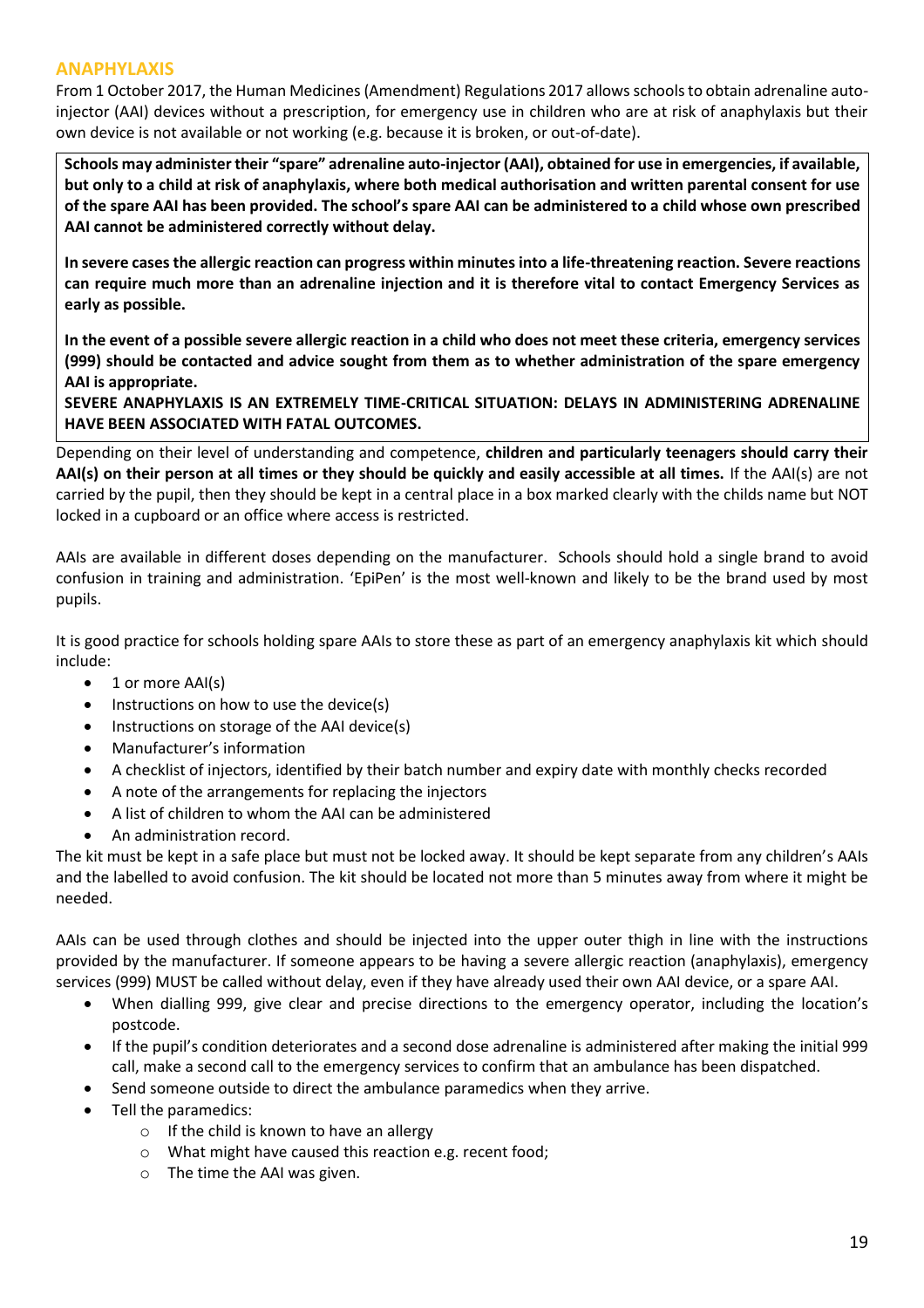## ANAPHYLAXIS

From 1 October 2017, the Human Medicines (Amendment) Regulations 2017 allows schools to obtain adrenaline auto-injector (AAI) devices without a prescription, for emergency use in children who are at risk of anaphylaxis but their own device is not available or not working (e.g. because it is broken, or out-of-date).

**Schools may administer their "spare" adrenaline auto-injector (AAI), obtained for use in emergencies, if available, but only to a child at risk of anaphylaxis, where both medical authorisation and written parental consent for use of the spare AAI has been provided. The school's spare AAI can be administered to a child whose own prescribed AAI cannot be administered correctly without delay.**

**In severe cases the allergic reaction can progress within minutes into a life-threatening reaction. Severe reactions can require much more than an adrenaline injection and it is therefore vital to contact Emergency Services as early as possible.**

**In the event of a possible severe allergic reaction in a child who does not meet these criteria, emergency services (999) should be contacted and advice sought from them as to whether administration of the spare emergency AAI is appropriate.**

**SEVERE ANAPHYLAXIS IS AN EXTREMELY TIME-CRITICAL SITUATION: DELAYS IN ADMINISTERING ADRENALINE HAVE BEEN ASSOCIATED WITH FATAL OUTCOMES.**

Depending on their level of understanding and competence, **children and particularly teenagers should carry their AAI(s) on their person at all times or they should be quickly and easily accessible at all times.** If the AAI(s) are not carried by the pupil, then they should be kept in a central place in a box marked clearly with the childs name but NOT locked in a cupboard or an office where access is restricted.

AAIs are available in different doses depending on the manufacturer. Schools should hold a single brand to avoid confusion in training and administration. 'EpiPen' is the most well-known and likely to be the brand used by most pupils.

It is good practice for schools holding spare AAIs to store these as part of an emergency anaphylaxis kit which should include:

- 1 or more AAI(s)
- Instructions on how to use the device(s)
- Instructions on storage of the AAI device(s)
- Manufacturer's information
- A checklist of injectors, identified by their batch number and expiry date with monthly checks recorded
- A note of the arrangements for replacing the injectors
- A list of children to whom the AAI can be administered
- An administration record.

The kit must be kept in a safe place but must not be locked away. It should be kept separate from any children's AAIs and the labelled to avoid confusion. The kit should be located not more than 5 minutes away from where it might be needed.

AAIs can be used through clothes and should be injected into the upper outer thigh in line with the instructions provided by the manufacturer. If someone appears to be having a severe allergic reaction (anaphylaxis), emergency services (999) MUST be called without delay, even if they have already used their own AAI device, or a spare AAI.

- When dialling 999, give clear and precise directions to the emergency operator, including the location's postcode.
- If the pupil's condition deteriorates and a second dose adrenaline is administered after making the initial 999 call, make a second call to the emergency services to confirm that an ambulance has been dispatched.
- Send someone outside to direct the ambulance paramedics when they arrive.
- Tell the paramedics:
  - If the child is known to have an allergy
  - What might have caused this reaction e.g. recent food;
  - The time the AAI was given.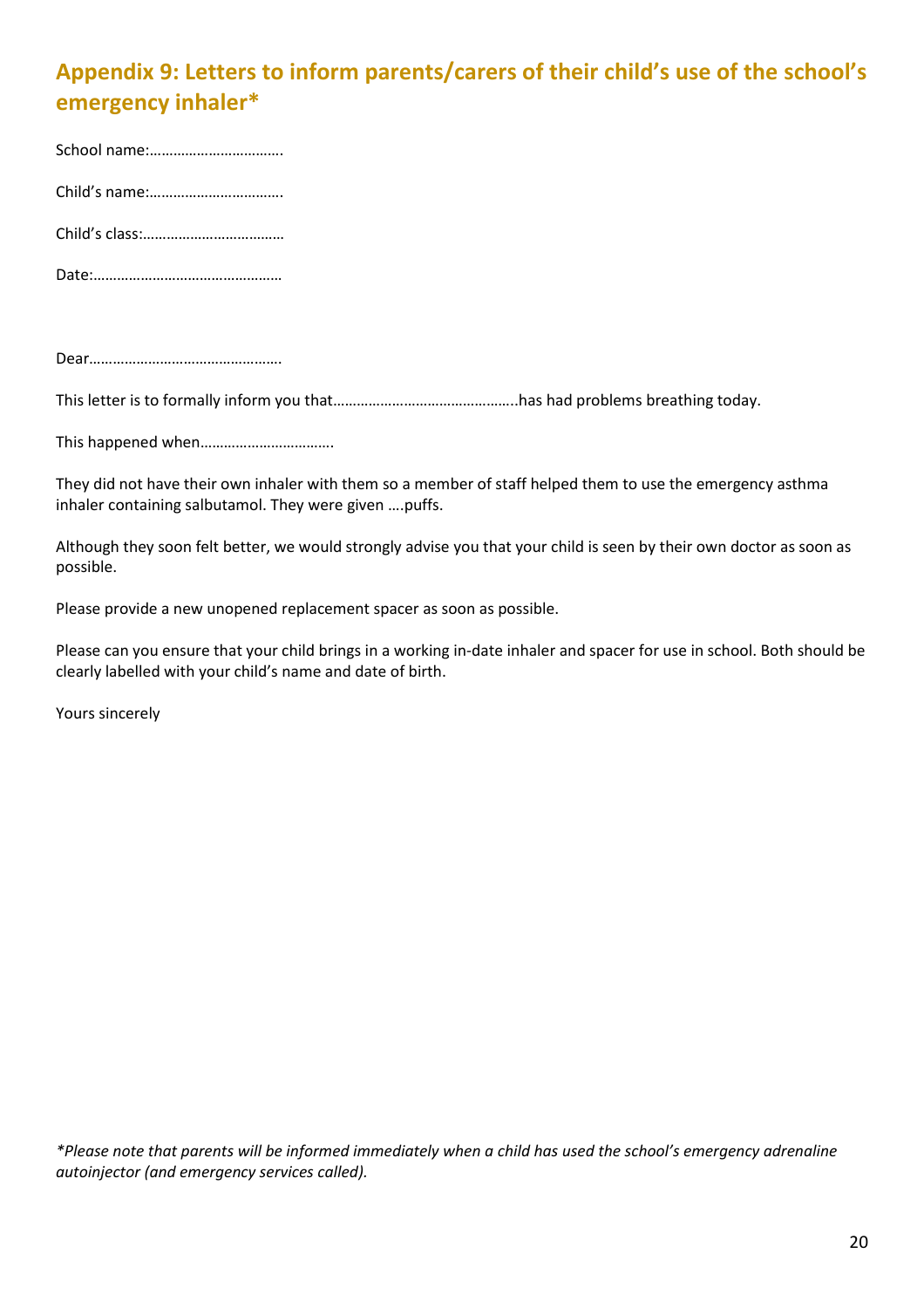## Appendix 9: Letters to inform parents/carers of their child's use of the school's emergency inhaler*

School name:…………………………….

Child's name:…………………………….

Child's class:………………………………

Date:…………………………………………

Dear………………………………………….

This letter is to formally inform you that………………………………………..has had problems breathing today.

This happened when…………………………….

They did not have their own inhaler with them so a member of staff helped them to use the emergency asthma inhaler containing salbutamol. They were given ….puffs.

Although they soon felt better, we would strongly advise you that your child is seen by their own doctor as soon as possible.

Please provide a new unopened replacement spacer as soon as possible.

Please can you ensure that your child brings in a working in-date inhaler and spacer for use in school. Both should be clearly labelled with your child's name and date of birth.

Yours sincerely

*\*Please note that parents will be informed immediately when a child has used the school's emergency adrenaline autoinjector (and emergency services called).*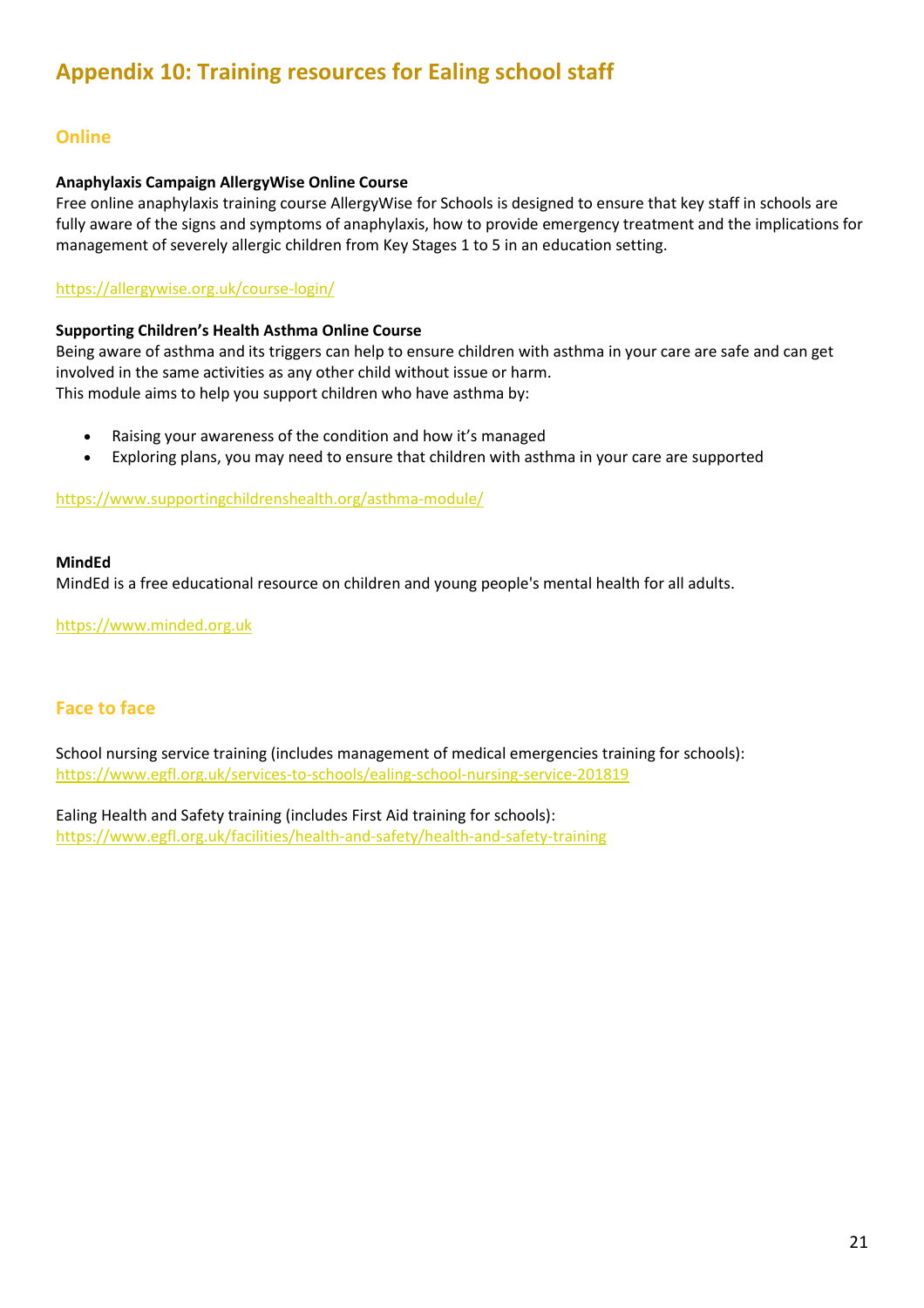# Appendix 10: Training resources for Ealing school staff

## Online

**Anaphylaxis Campaign AllergyWise Online Course**

Free online anaphylaxis training course AllergyWise for Schools is designed to ensure that key staff in schools are fully aware of the signs and symptoms of anaphylaxis, how to provide emergency treatment and the implications for management of severely allergic children from Key Stages 1 to 5 in an education setting.

https://allergywise.org.uk/course-login/

**Supporting Children's Health Asthma Online Course**

Being aware of asthma and its triggers can help to ensure children with asthma in your care are safe and can get involved in the same activities as any other child without issue or harm.
This module aims to help you support children who have asthma by:

- Raising your awareness of the condition and how it's managed
- Exploring plans, you may need to ensure that children with asthma in your care are supported

https://www.supportingchildrenshealth.org/asthma-module/

**MindEd**

MindEd is a free educational resource on children and young people's mental health for all adults.

https://www.minded.org.uk

## Face to face

School nursing service training (includes management of medical emergencies training for schools):
https://www.egfl.org.uk/services-to-schools/ealing-school-nursing-service-201819

Ealing Health and Safety training (includes First Aid training for schools):
https://www.egfl.org.uk/facilities/health-and-safety/health-and-safety-training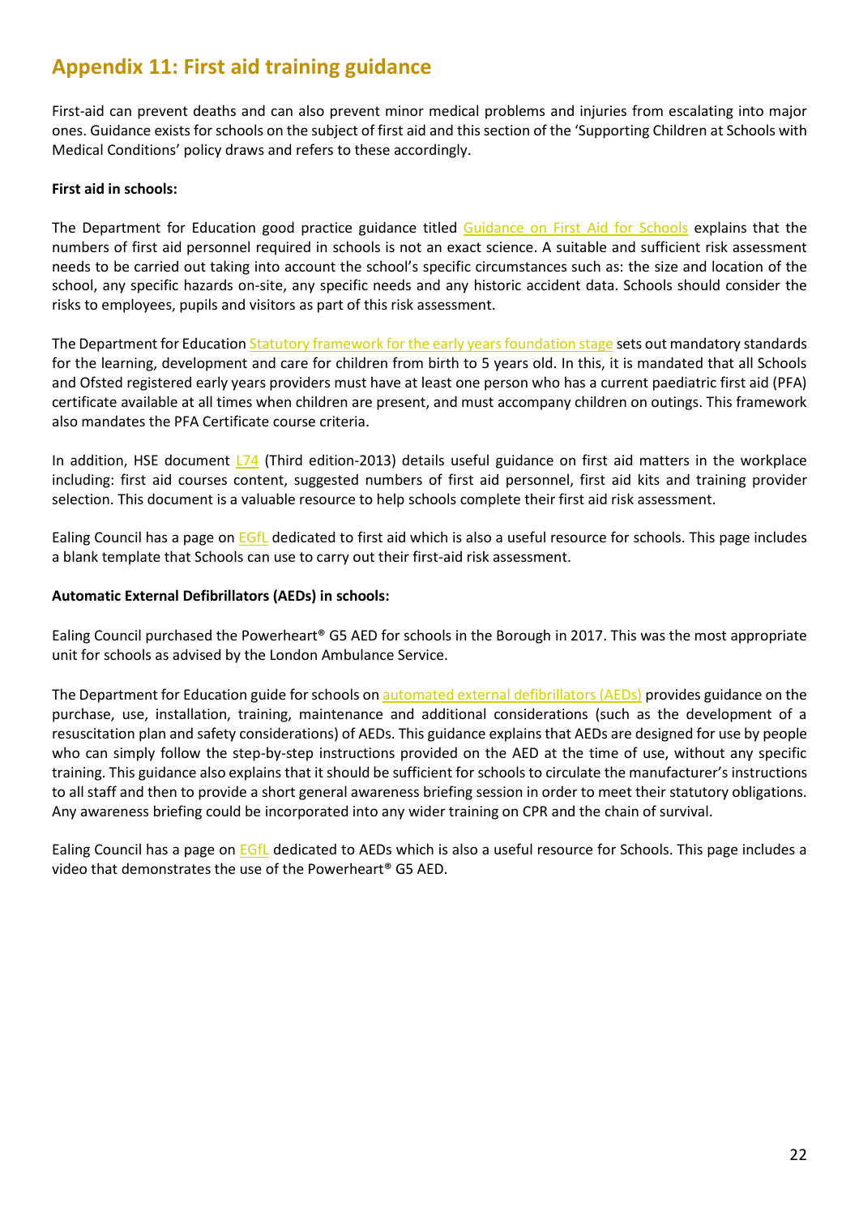## Appendix 11: First aid training guidance

First-aid can prevent deaths and can also prevent minor medical problems and injuries from escalating into major ones. Guidance exists for schools on the subject of first aid and this section of the 'Supporting Children at Schools with Medical Conditions' policy draws and refers to these accordingly.

**First aid in schools:**

The Department for Education good practice guidance titled Guidance on First Aid for Schools explains that the numbers of first aid personnel required in schools is not an exact science. A suitable and sufficient risk assessment needs to be carried out taking into account the school's specific circumstances such as: the size and location of the school, any specific hazards on-site, any specific needs and any historic accident data. Schools should consider the risks to employees, pupils and visitors as part of this risk assessment.

The Department for Education Statutory framework for the early years foundation stage sets out mandatory standards for the learning, development and care for children from birth to 5 years old. In this, it is mandated that all Schools and Ofsted registered early years providers must have at least one person who has a current paediatric first aid (PFA) certificate available at all times when children are present, and must accompany children on outings. This framework also mandates the PFA Certificate course criteria.

In addition, HSE document L74 (Third edition-2013) details useful guidance on first aid matters in the workplace including: first aid courses content, suggested numbers of first aid personnel, first aid kits and training provider selection. This document is a valuable resource to help schools complete their first aid risk assessment.

Ealing Council has a page on EGfL dedicated to first aid which is also a useful resource for schools. This page includes a blank template that Schools can use to carry out their first-aid risk assessment.

**Automatic External Defibrillators (AEDs) in schools:**

Ealing Council purchased the Powerheart® G5 AED for schools in the Borough in 2017. This was the most appropriate unit for schools as advised by the London Ambulance Service.

The Department for Education guide for schools on automated external defibrillators (AEDs) provides guidance on the purchase, use, installation, training, maintenance and additional considerations (such as the development of a resuscitation plan and safety considerations) of AEDs. This guidance explains that AEDs are designed for use by people who can simply follow the step-by-step instructions provided on the AED at the time of use, without any specific training. This guidance also explains that it should be sufficient for schools to circulate the manufacturer's instructions to all staff and then to provide a short general awareness briefing session in order to meet their statutory obligations. Any awareness briefing could be incorporated into any wider training on CPR and the chain of survival.

Ealing Council has a page on EGfL dedicated to AEDs which is also a useful resource for Schools. This page includes a video that demonstrates the use of the Powerheart® G5 AED.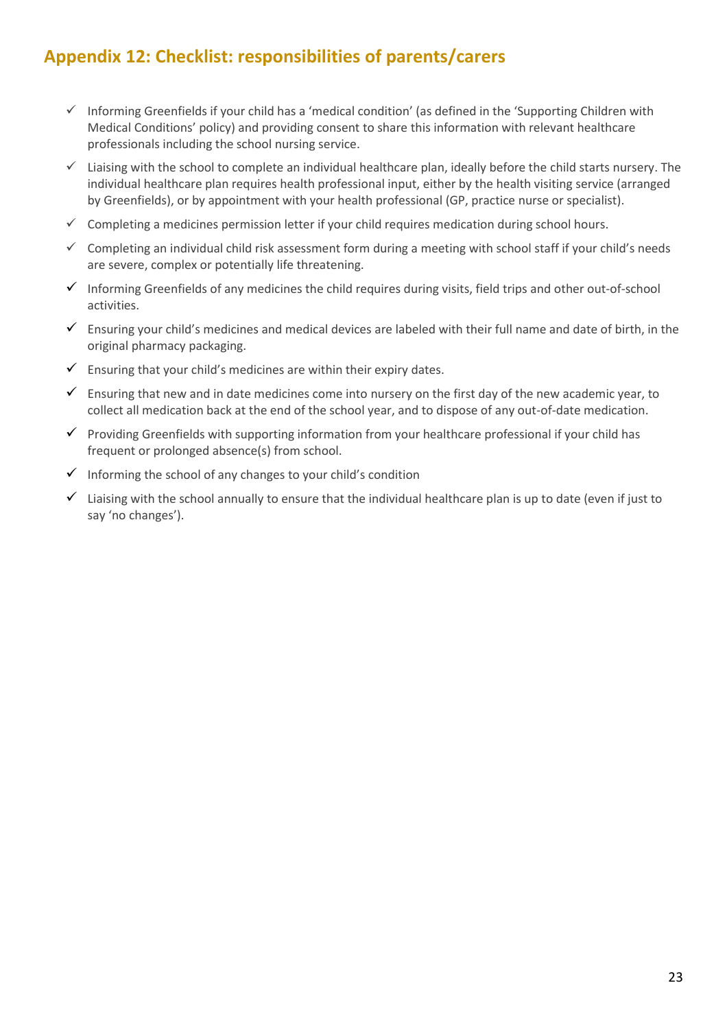## Appendix 12: Checklist: responsibilities of parents/carers

- ✓ Informing Greenfields if your child has a 'medical condition' (as defined in the 'Supporting Children with Medical Conditions' policy) and providing consent to share this information with relevant healthcare professionals including the school nursing service.
- ✓ Liaising with the school to complete an individual healthcare plan, ideally before the child starts nursery. The individual healthcare plan requires health professional input, either by the health visiting service (arranged by Greenfields), or by appointment with your health professional (GP, practice nurse or specialist).
- ✓ Completing a medicines permission letter if your child requires medication during school hours.
- ✓ Completing an individual child risk assessment form during a meeting with school staff if your child's needs are severe, complex or potentially life threatening.
- ✓ Informing Greenfields of any medicines the child requires during visits, field trips and other out-of-school activities.
- ✓ Ensuring your child's medicines and medical devices are labeled with their full name and date of birth, in the original pharmacy packaging.
- ✓ Ensuring that your child's medicines are within their expiry dates.
- ✓ Ensuring that new and in date medicines come into nursery on the first day of the new academic year, to collect all medication back at the end of the school year, and to dispose of any out-of-date medication.
- ✓ Providing Greenfields with supporting information from your healthcare professional if your child has frequent or prolonged absence(s) from school.
- ✓ Informing the school of any changes to your child's condition
- ✓ Liaising with the school annually to ensure that the individual healthcare plan is up to date (even if just to say 'no changes').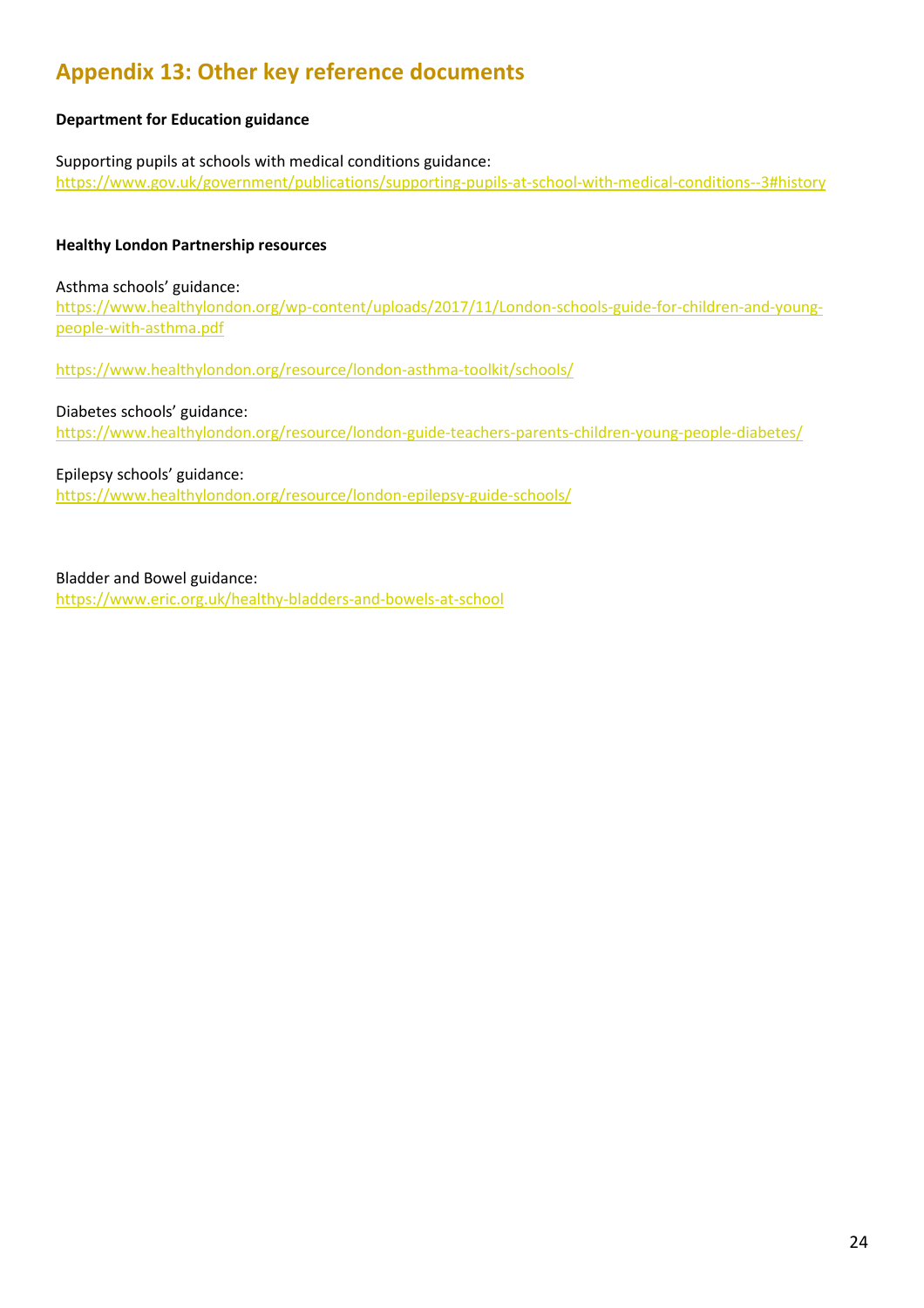## Appendix 13: Other key reference documents

**Department for Education guidance**

Supporting pupils at schools with medical conditions guidance:
https://www.gov.uk/government/publications/supporting-pupils-at-school-with-medical-conditions--3#history

**Healthy London Partnership resources**

Asthma schools' guidance:
https://www.healthylondon.org/wp-content/uploads/2017/11/London-schools-guide-for-children-and-young-people-with-asthma.pdf

https://www.healthylondon.org/resource/london-asthma-toolkit/schools/

Diabetes schools' guidance:
https://www.healthylondon.org/resource/london-guide-teachers-parents-children-young-people-diabetes/

Epilepsy schools' guidance:
https://www.healthylondon.org/resource/london-epilepsy-guide-schools/

Bladder and Bowel guidance:
https://www.eric.org.uk/healthy-bladders-and-bowels-at-school